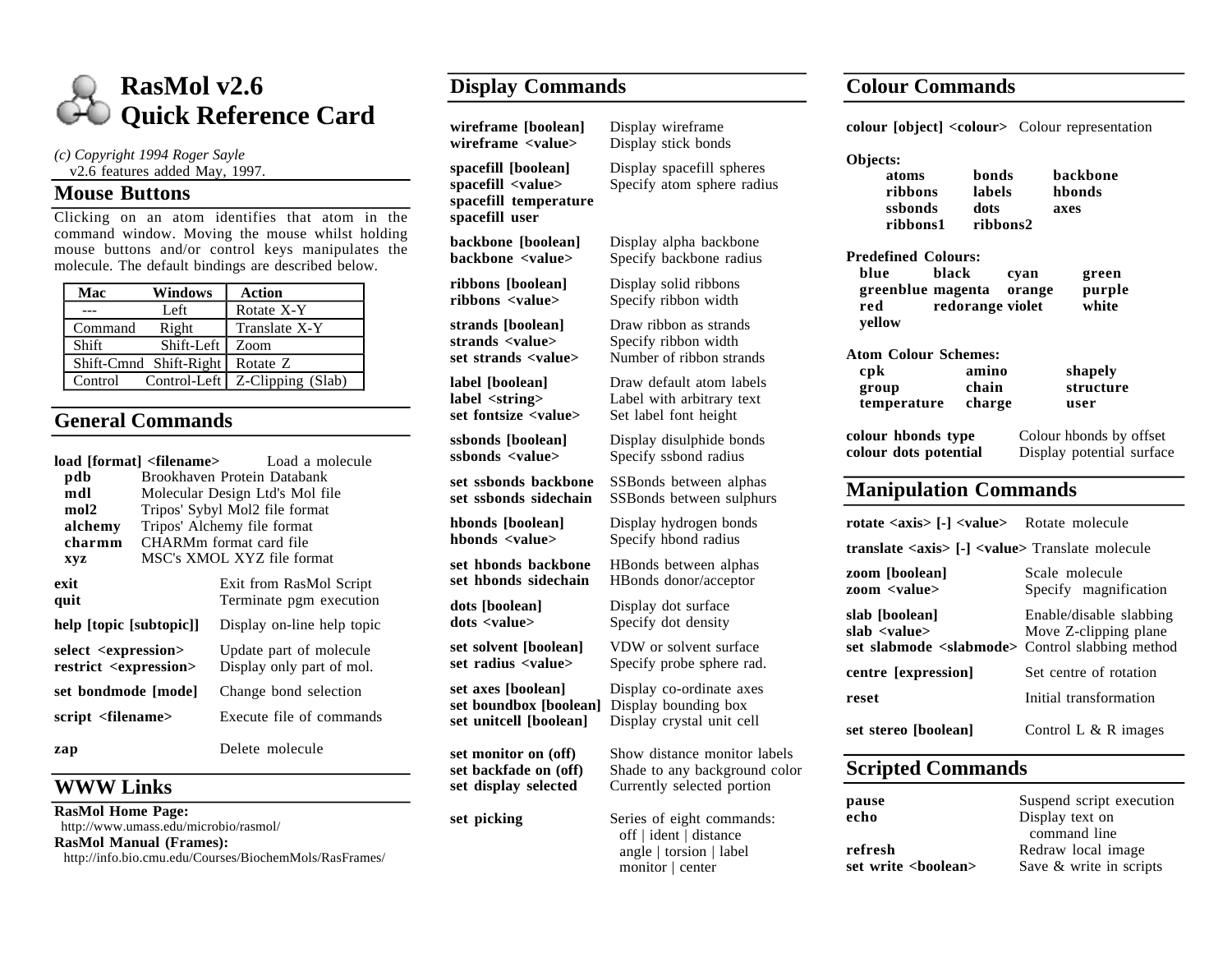# RasMol v2.6 Quick Reference Card

*(c) Copyright 1994 Roger Sayle*
v2.6 features added May, 1997.

## Mouse Buttons

Clicking on an atom identifies that atom in the command window. Moving the mouse whilst holding mouse buttons and/or control keys manipulates the molecule. The default bindings are described below.

| Mac | Windows | Action |
|---|---|---|
| --- | Left | Rotate X-Y |
| Command | Right | Translate X-Y |
| Shift | Shift-Left | Zoom |
| Shift-Cmnd | Shift-Right | Rotate Z |
| Control | Control-Left | Z-Clipping (Slab) |

## General Commands

**load [format] <filename>** Load a molecule

| | |
|---|---|
| **pdb** | Brookhaven Protein Databank |
| **mdl** | Molecular Design Ltd's Mol file |
| **mol2** | Tripos' Sybyl Mol2 file format |
| **alchemy** | Tripos' Alchemy file format |
| **charmm** | CHARMm format card file |
| **xyz** | MSC's XMOL XYZ file format |

| | |
|---|---|
| **exit** | Exit from RasMol Script |
| **quit** | Terminate pgm execution |
| **help [topic [subtopic]]** | Display on-line help topic |
| **select <expression>** | Update part of molecule |
| **restrict <expression>** | Display only part of mol. |
| **set bondmode [mode]** | Change bond selection |
| **script <filename>** | Execute file of commands |
| **zap** | Delete molecule |

## WWW Links

**RasMol Home Page:**
http://www.umass.edu/microbio/rasmol/

**RasMol Manual (Frames):**
http://info.bio.cmu.edu/Courses/BiochemMols/RasFrames/

## Display Commands

| | |
|---|---|
| **wireframe [boolean]** | Display wireframe |
| **wireframe <value>** | Display stick bonds |
| **spacefill [boolean]** | Display spacefill spheres |
| **spacefill <value>** | Specify atom sphere radius |
| **spacefill temperature** | |
| **spacefill user** | |
| **backbone [boolean]** | Display alpha backbone |
| **backbone <value>** | Specify backbone radius |
| **ribbons [boolean]** | Display solid ribbons |
| **ribbons <value>** | Specify ribbon width |
| **strands [boolean]** | Draw ribbon as strands |
| **strands <value>** | Specify ribbon width |
| **set strands <value>** | Number of ribbon strands |
| **label [boolean]** | Draw default atom labels |
| **label <string>** | Label with arbitrary text |
| **set fontsize <value>** | Set label font height |
| **ssbonds [boolean]** | Display disulphide bonds |
| **ssbonds <value>** | Specify ssbond radius |
| **set ssbonds backbone** | SSBonds between alphas |
| **set ssbonds sidechain** | SSBonds between sulphurs |
| **hbonds [boolean]** | Display hydrogen bonds |
| **hbonds <value>** | Specify hbond radius |
| **set hbonds backbone** | HBonds between alphas |
| **set hbonds sidechain** | HBonds donor/acceptor |
| **dots [boolean]** | Display dot surface |
| **dots <value>** | Specify dot density |
| **set solvent [boolean]** | VDW or solvent surface |
| **set radius <value>** | Specify probe sphere rad. |
| **set axes [boolean]** | Display co-ordinate axes |
| **set boundbox [boolean]** | Display bounding box |
| **set unitcell [boolean]** | Display crystal unit cell |
| **set monitor on (off)** | Show distance monitor labels |
| **set backfade on (off)** | Shade to any background color |
| **set display selected** | Currently selected portion |
| **set picking** | Series of eight commands: off \| ident \| distance angle \| torsion \| label monitor \| center |

## Colour Commands

**colour [object] <colour>** Colour representation

**Objects:**

| | | |
|---|---|---|
| **atoms** | **bonds** | **backbone** |
| **ribbons** | **labels** | **hbonds** |
| **ssbonds** | **dots** | **axes** |
| **ribbons1** | **ribbons2** | |

**Predefined Colours:**

| | | | |
|---|---|---|---|
| **blue** | **black** | **cyan** | **green** |
| **greenblue** | **magenta** | **orange** | **purple** |
| **red** | **redorange** | **violet** | **white** |
| **yellow** | | | |

**Atom Colour Schemes:**

| | | |
|---|---|---|
| **cpk** | **amino** | **shapely** |
| **group** | **chain** | **structure** |
| **temperature** | **charge** | **user** |

| | |
|---|---|
| **colour hbonds type** | Colour hbonds by offset |
| **colour dots potential** | Display potential surface |

## Manipulation Commands

| | |
|---|---|
| **rotate <axis> [-] <value>** | Rotate molecule |
| **translate <axis> [-] <value>** | Translate molecule |
| **zoom [boolean]** | Scale molecule |
| **zoom <value>** | Specify magnification |
| **slab [boolean]** | Enable/disable slabbing |
| **slab <value>** | Move Z-clipping plane |
| **set slabmode <slabmode>** | Control slabbing method |
| **centre [expression]** | Set centre of rotation |
| **reset** | Initial transformation |
| **set stereo [boolean]** | Control L & R images |

## Scripted Commands

| | |
|---|---|
| **pause** | Suspend script execution |
| **echo** | Display text on command line |
| **refresh** | Redraw local image |
| **set write <boolean>** | Save & write in scripts |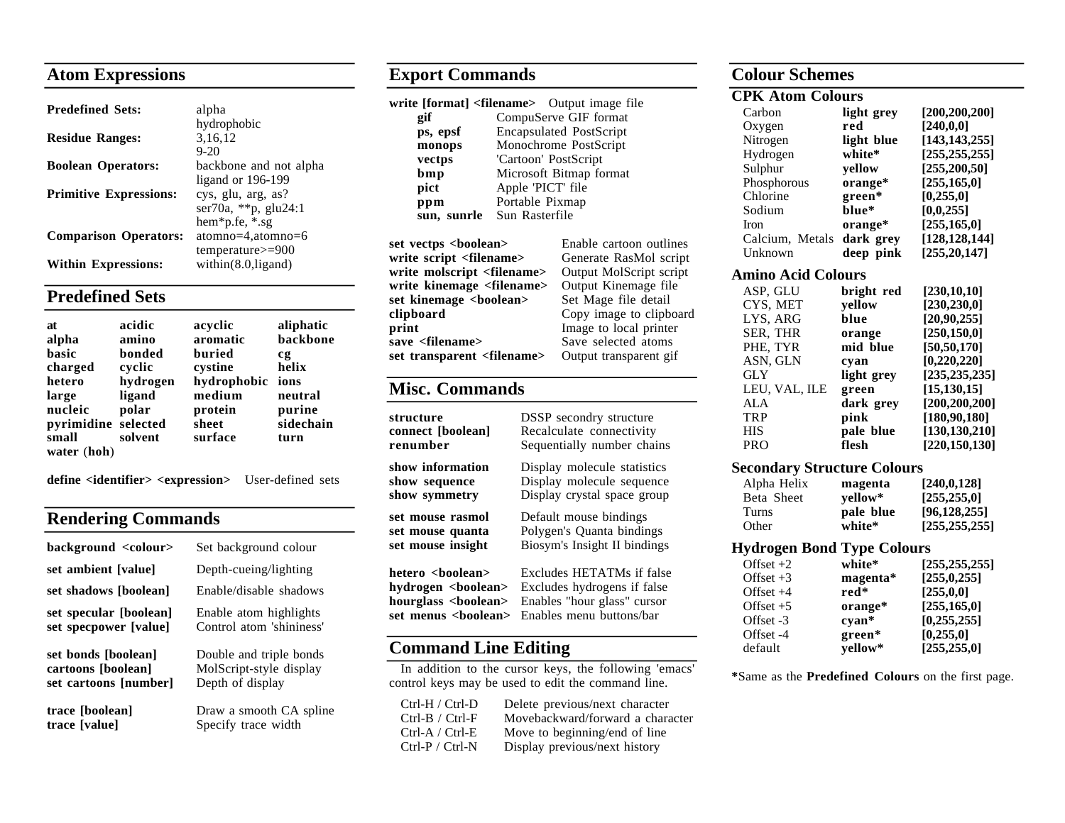## Atom Expressions

| | |
|---|---|
| **Predefined Sets:** | alpha<br>hydrophobic |
| **Residue Ranges:** | 3,16,12<br>9-20 |
| **Boolean Operators:** | backbone and not alpha<br>ligand or 196-199 |
| **Primitive Expressions:** | cys, glu, arg, as?<br>ser70a, **p, glu24:1<br>hem*p.fe, *.sg |
| **Comparison Operators:** | atomno=4,atomno=6<br>temperature>=900 |
| **Within Expressions:** | within(8.0,ligand) |

## Predefined Sets

| | | | |
|---|---|---|---|
| **at** | **acidic** | **acyclic** | **aliphatic** |
| **alpha** | **amino** | **aromatic** | **backbone** |
| **basic** | **bonded** | **buried** | **cg** |
| **charged** | **cyclic** | **cystine** | **helix** |
| **hetero** | **hydrogen** | **hydrophobic** | **ions** |
| **large** | **ligand** | **medium** | **neutral** |
| **nucleic** | **polar** | **protein** | **purine** |
| **pyrimidine** | **selected** | **sheet** | **sidechain** |
| **small** | **solvent** | **surface** | **turn** |
| **water** (**hoh**) | | | |

**define <identifier> <expression>** User-defined sets

## Rendering Commands

| | |
|---|---|
| **background <colour>** | Set background colour |
| **set ambient [value]** | Depth-cueing/lighting |
| **set shadows [boolean]** | Enable/disable shadows |
| **set specular [boolean]** | Enable atom highlights |
| **set specpower [value]** | Control atom 'shininess' |
| **set bonds [boolean]** | Double and triple bonds |
| **cartoons [boolean]** | MolScript-style display |
| **set cartoons [number]** | Depth of display |
| **trace [boolean]** | Draw a smooth CA spline |
| **trace [value]** | Specify trace width |

## Export Commands

**write [format] <filename>** Output image file

| | |
|---|---|
| **gif** | CompuServe GIF format |
| **ps, epsf** | Encapsulated PostScript |
| **monops** | Monochrome PostScript |
| **vectps** | 'Cartoon' PostScript |
| **bmp** | Microsoft Bitmap format |
| **pict** | Apple 'PICT' file |
| **ppm** | Portable Pixmap |
| **sun, sunrle** | Sun Rasterfile |

| | |
|---|---|
| **set vectps <boolean>** | Enable cartoon outlines |
| **write script <filename>** | Generate RasMol script |
| **write molscript <filename>** | Output MolScript script |
| **write kinemage <filename>** | Output Kinemage file |
| **set kinemage <boolean>** | Set Mage file detail |
| **clipboard** | Copy image to clipboard |
| **print** | Image to local printer |
| **save <filename>** | Save selected atoms |
| **set transparent <filename>** | Output transparent gif |

## Misc. Commands

| | |
|---|---|
| **structure** | DSSP secondry structure |
| **connect [boolean]** | Recalculate connectivity |
| **renumber** | Sequentially number chains |
| **show information** | Display molecule statistics |
| **show sequence** | Display molecule sequence |
| **show symmetry** | Display crystal space group |
| **set mouse rasmol** | Default mouse bindings |
| **set mouse quanta** | Polygen's Quanta bindings |
| **set mouse insight** | Biosym's Insight II bindings |
| **hetero <boolean>** | Excludes HETATMs if false |
| **hydrogen <boolean>** | Excludes hydrogens if false |
| **hourglass <boolean>** | Enables "hour glass" cursor |
| **set menus <boolean>** | Enables menu buttons/bar |

## Command Line Editing

In addition to the cursor keys, the following 'emacs' control keys may be used to edit the command line.

| | |
|---|---|
| Ctrl-H / Ctrl-D | Delete previous/next character |
| Ctrl-B / Ctrl-F | Movebackward/forward a character |
| Ctrl-A / Ctrl-E | Move to beginning/end of line |
| Ctrl-P / Ctrl-N | Display previous/next history |

## Colour Schemes

### CPK Atom Colours

| | | |
|---|---|---|
| Carbon | **light grey** | **[200,200,200]** |
| Oxygen | **red** | **[240,0,0]** |
| Nitrogen | **light blue** | **[143,143,255]** |
| Hydrogen | **white*** | **[255,255,255]** |
| Sulphur | **yellow** | **[255,200,50]** |
| Phosphorous | **orange*** | **[255,165,0]** |
| Chlorine | **green*** | **[0,255,0]** |
| Sodium | **blue*** | **[0,0,255]** |
| Iron | **orange*** | **[255,165,0]** |
| Calcium, Metals | **dark grey** | **[128,128,144]** |
| Unknown | **deep pink** | **[255,20,147]** |

### Amino Acid Colours

| | | |
|---|---|---|
| ASP, GLU | **bright red** | **[230,10,10]** |
| CYS, MET | **yellow** | **[230,230,0]** |
| LYS, ARG | **blue** | **[20,90,255]** |
| SER, THR | **orange** | **[250,150,0]** |
| PHE, TYR | **mid blue** | **[50,50,170]** |
| ASN, GLN | **cyan** | **[0,220,220]** |
| GLY | **light grey** | **[235,235,235]** |
| LEU, VAL, ILE | **green** | **[15,130,15]** |
| ALA | **dark grey** | **[200,200,200]** |
| TRP | **pink** | **[180,90,180]** |
| HIS | **pale blue** | **[130,130,210]** |
| PRO | **flesh** | **[220,150,130]** |

### Secondary Structure Colours

| | | |
|---|---|---|
| Alpha Helix | **magenta** | **[240,0,128]** |
| Beta Sheet | **yellow*** | **[255,255,0]** |
| Turns | **pale blue** | **[96,128,255]** |
| Other | **white*** | **[255,255,255]** |

### Hydrogen Bond Type Colours

| | | |
|---|---|---|
| Offset +2 | **white*** | **[255,255,255]** |
| Offset +3 | **magenta*** | **[255,0,255]** |
| Offset +4 | **red*** | **[255,0,0]** |
| Offset +5 | **orange*** | **[255,165,0]** |
| Offset -3 | **cyan*** | **[0,255,255]** |
| Offset -4 | **green*** | **[0,255,0]** |
| default | **yellow*** | **[255,255,0]** |

*Same as the **Predefined Colours** on the first page.